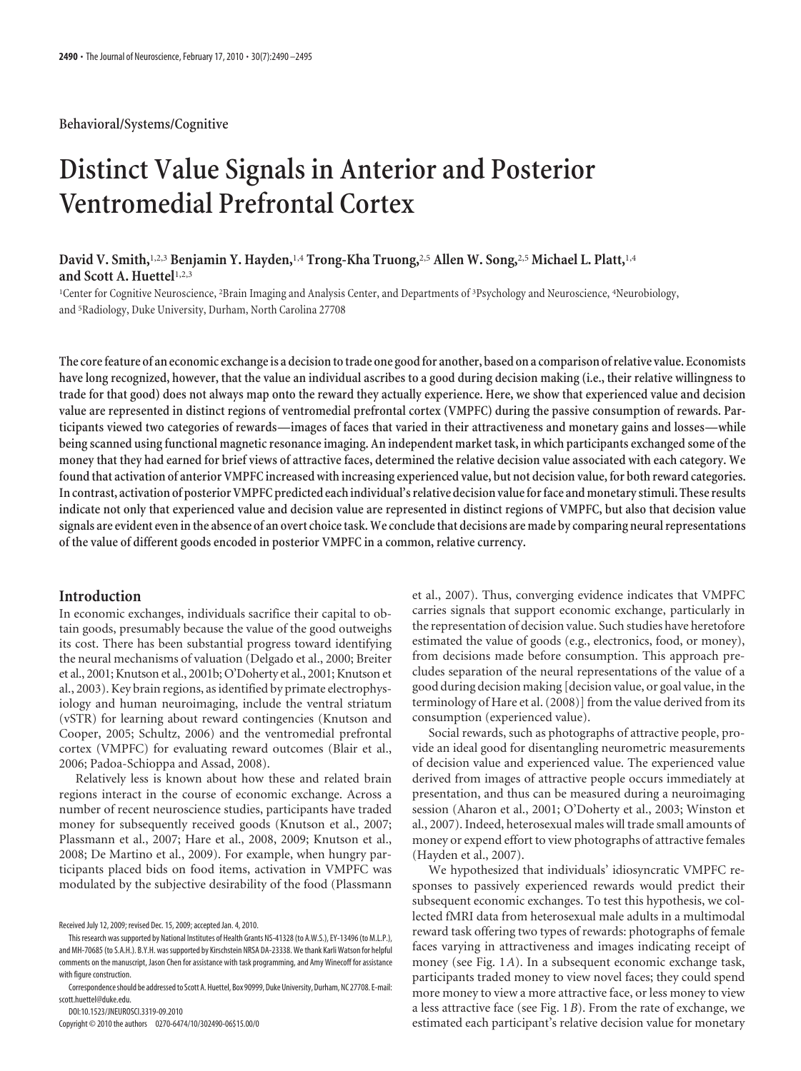Behavioral/Systems/Cognitive

# Distinct Value Signals in Anterior and Posterior Ventromedial Prefrontal Cortex

**David V. Smith,[1,2,3] Benjamin Y. Hayden,[1,4] Trong-Kha Truong,[2,5] Allen W. Song,[2,5] Michael L. Platt,[1,4] and Scott A. Huettel[1,2,3]**

[1]Center for Cognitive Neuroscience, [2]Brain Imaging and Analysis Center, and Departments of [3]Psychology and Neuroscience, [4]Neurobiology, and [5]Radiology, Duke University, Durham, North Carolina 27708

**The core feature of an economic exchange is a decision to trade one good for another, based on a comparison of relative value. Economists have long recognized, however, that the value an individual ascribes to a good during decision making (i.e., their relative willingness to trade for that good) does not always map onto the reward they actually experience. Here, we show that experienced value and decision value are represented in distinct regions of ventromedial prefrontal cortex (VMPFC) during the passive consumption of rewards. Participants viewed two categories of rewards—images of faces that varied in their attractiveness and monetary gains and losses—while being scanned using functional magnetic resonance imaging. An independent market task, in which participants exchanged some of the money that they had earned for brief views of attractive faces, determined the relative decision value associated with each category. We found that activation of anterior VMPFC increased with increasing experienced value, but not decision value, for both reward categories. In contrast, activation of posterior VMPFC predicted each individual's relative decision value for face and monetary stimuli. These results indicate not only that experienced value and decision value are represented in distinct regions of VMPFC, but also that decision value signals are evident even in the absence of an overt choice task. We conclude that decisions are made by comparing neural representations of the value of different goods encoded in posterior VMPFC in a common, relative currency.**

## Introduction

In economic exchanges, individuals sacrifice their capital to obtain goods, presumably because the value of the good outweighs its cost. There has been substantial progress toward identifying the neural mechanisms of valuation (Delgado et al., 2000; Breiter et al., 2001; Knutson et al., 2001b; O'Doherty et al., 2001; Knutson et al., 2003). Key brain regions, as identified by primate electrophysiology and human neuroimaging, include the ventral striatum (vSTR) for learning about reward contingencies (Knutson and Cooper, 2005; Schultz, 2006) and the ventromedial prefrontal cortex (VMPFC) for evaluating reward outcomes (Blair et al., 2006; Padoa-Schioppa and Assad, 2008).

Relatively less is known about how these and related brain regions interact in the course of economic exchange. Across a number of recent neuroscience studies, participants have traded money for subsequently received goods (Knutson et al., 2007; Plassmann et al., 2007; Hare et al., 2008, 2009; Knutson et al., 2008; De Martino et al., 2009). For example, when hungry participants placed bids on food items, activation in VMPFC was modulated by the subjective desirability of the food (Plassmann et al., 2007). Thus, converging evidence indicates that VMPFC carries signals that support economic exchange, particularly in the representation of decision value. Such studies have heretofore estimated the value of goods (e.g., electronics, food, or money), from decisions made before consumption. This approach precludes separation of the neural representations of the value of a good during decision making [decision value, or goal value, in the terminology of Hare et al. (2008)] from the value derived from its consumption (experienced value).

Social rewards, such as photographs of attractive people, provide an ideal good for disentangling neurometric measurements of decision value and experienced value. The experienced value derived from images of attractive people occurs immediately at presentation, and thus can be measured during a neuroimaging session (Aharon et al., 2001; O'Doherty et al., 2003; Winston et al., 2007). Indeed, heterosexual males will trade small amounts of money or expend effort to view photographs of attractive females (Hayden et al., 2007).

We hypothesized that individuals' idiosyncratic VMPFC responses to passively experienced rewards would predict their subsequent economic exchanges. To test this hypothesis, we collected fMRI data from heterosexual male adults in a multimodal reward task offering two types of rewards: photographs of female faces varying in attractiveness and images indicating receipt of money (see Fig. 1*A*). In a subsequent economic exchange task, participants traded money to view novel faces; they could spend more money to view a more attractive face, or less money to view a less attractive face (see Fig. 1*B*). From the rate of exchange, we estimated each participant's relative decision value for monetary

Received July 12, 2009; revised Dec. 15, 2009; accepted Jan. 4, 2010.

This research was supported by National Institutes of Health Grants NS-41328 (to A.W.S.), EY-13496 (to M.L.P.), and MH-70685 (to S.A.H.). B.Y.H. was supported by Kirschstein NRSA DA-23338. We thank Karli Watson for helpful comments on the manuscript, Jason Chen for assistance with task programming, and Amy Winecoff for assistance with figure construction.

Correspondence should be addressed to Scott A. Huettel, Box 90999, Duke University, Durham, NC 27708. E-mail: scott.huettel@duke.edu.

DOI:10.1523/JNEUROSCI.3319-09.2010

Copyright © 2010 the authors 0270-6474/10/302490-06$15.00/0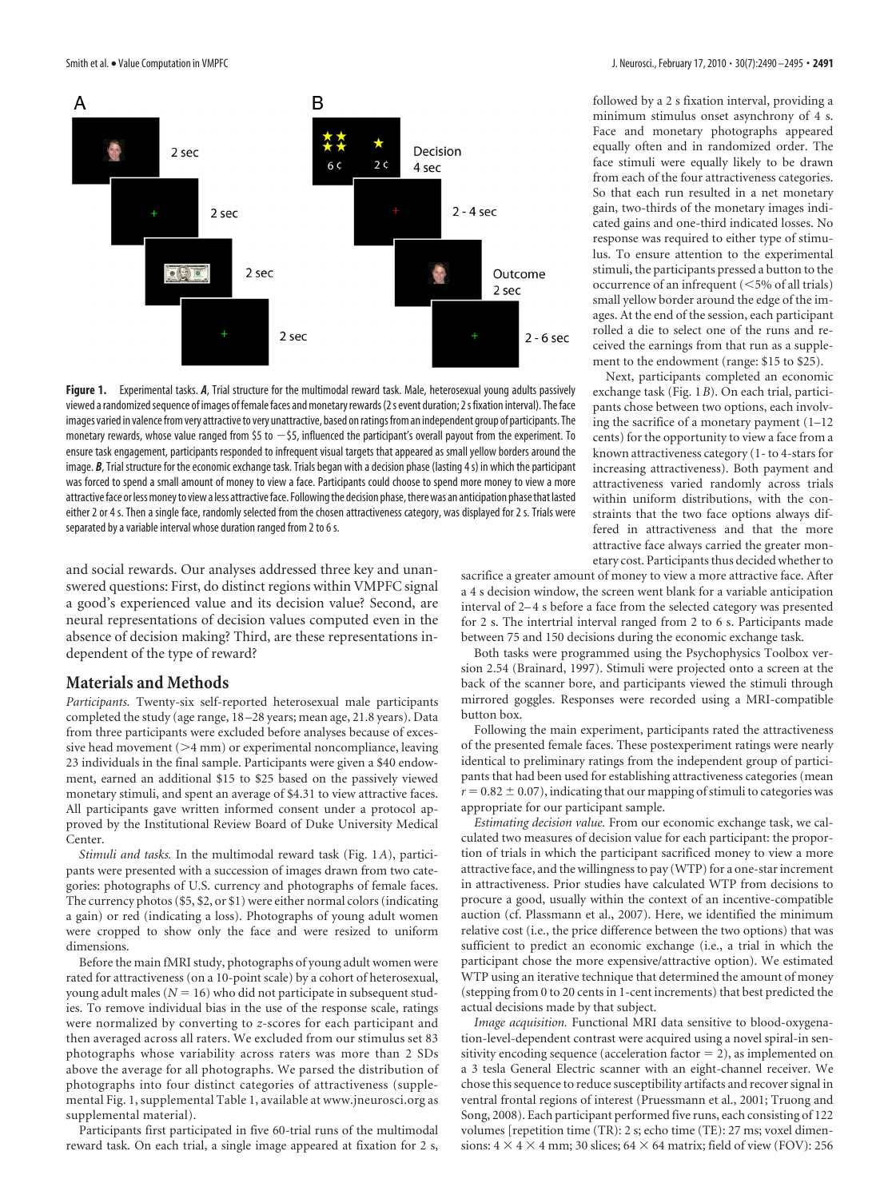A

2 sec

2 sec

2 sec

2 sec

B

★★ ★★ ★

6 ¢ 2 ¢

Decision 4 sec

2 - 4 sec

Outcome 2 sec

2 - 6 sec

**Figure 1.** Experimental tasks. ***A***, Trial structure for the multimodal reward task. Male, heterosexual young adults passively viewed a randomized sequence of images of female faces and monetary rewards (2 s event duration; 2 s fixation interval). The face images varied in valence from very attractive to very unattractive, based on ratings from an independent group of participants. The monetary rewards, whose value ranged from \$5 to −\$5, influenced the participant's overall payout from the experiment. To ensure task engagement, participants responded to infrequent visual targets that appeared as small yellow borders around the image. ***B***, Trial structure for the economic exchange task. Trials began with a decision phase (lasting 4 s) in which the participant was forced to spend a small amount of money to view a face. Participants could choose to spend more money to view a more attractive face or less money to view a less attractive face. Following the decision phase, there was an anticipation phase that lasted either 2 or 4 s. Then a single face, randomly selected from the chosen attractiveness category, was displayed for 2 s. Trials were separated by a variable interval whose duration ranged from 2 to 6 s.

and social rewards. Our analyses addressed three key and unanswered questions: First, do distinct regions within VMPFC signal a good's experienced value and its decision value? Second, are neural representations of decision values computed even in the absence of decision making? Third, are these representations independent of the type of reward?

## Materials and Methods

*Participants.* Twenty-six self-reported heterosexual male participants completed the study (age range, 18–28 years; mean age, 21.8 years). Data from three participants were excluded before analyses because of excessive head movement (>4 mm) or experimental noncompliance, leaving 23 individuals in the final sample. Participants were given a \$40 endowment, earned an additional \$15 to \$25 based on the passively viewed monetary stimuli, and spent an average of \$4.31 to view attractive faces. All participants gave written informed consent under a protocol approved by the Institutional Review Board of Duke University Medical Center.

*Stimuli and tasks.* In the multimodal reward task (Fig. 1*A*), participants were presented with a succession of images drawn from two categories: photographs of U.S. currency and photographs of female faces. The currency photos (\$5, \$2, or \$1) were either normal colors (indicating a gain) or red (indicating a loss). Photographs of young adult women were cropped to show only the face and were resized to uniform dimensions.

Before the main fMRI study, photographs of young adult women were rated for attractiveness (on a 10-point scale) by a cohort of heterosexual, young adult males ($N = 16$) who did not participate in subsequent studies. To remove individual bias in the use of the response scale, ratings were normalized by converting to *z*-scores for each participant and then averaged across all raters. We excluded from our stimulus set 83 photographs whose variability across raters was more than 2 SDs above the average for all photographs. We parsed the distribution of photographs into four distinct categories of attractiveness (supplemental Fig. 1, supplemental Table 1, available at www.jneurosci.org as supplemental material).

Participants first participated in five 60-trial runs of the multimodal reward task. On each trial, a single image appeared at fixation for 2 s, followed by a 2 s fixation interval, providing a minimum stimulus onset asynchrony of 4 s. Face and monetary photographs appeared equally often and in randomized order. The face stimuli were equally likely to be drawn from each of the four attractiveness categories. So that each run resulted in a net monetary gain, two-thirds of the monetary images indicated gains and one-third indicated losses. No response was required to either type of stimulus. To ensure attention to the experimental stimuli, the participants pressed a button to the occurrence of an infrequent (<5% of all trials) small yellow border around the edge of the images. At the end of the session, each participant rolled a die to select one of the runs and received the earnings from that run as a supplement to the endowment (range: \$15 to \$25).

Next, participants completed an economic exchange task (Fig. 1*B*). On each trial, participants chose between two options, each involving the sacrifice of a monetary payment (1–12 cents) for the opportunity to view a face from a known attractiveness category (1- to 4-stars for increasing attractiveness). Both payment and attractiveness varied randomly across trials within uniform distributions, with the constraints that the two face options always differed in attractiveness and that the more attractive face always carried the greater monetary cost. Participants thus decided whether to sacrifice a greater amount of money to view a more attractive face. After a 4 s decision window, the screen went blank for a variable anticipation interval of 2–4 s before a face from the selected category was presented for 2 s. The intertrial interval ranged from 2 to 6 s. Participants made between 75 and 150 decisions during the economic exchange task.

Both tasks were programmed using the Psychophysics Toolbox version 2.54 (Brainard, 1997). Stimuli were projected onto a screen at the back of the scanner bore, and participants viewed the stimuli through mirrored goggles. Responses were recorded using a MRI-compatible button box.

Following the main experiment, participants rated the attractiveness of the presented female faces. These postexperiment ratings were nearly identical to preliminary ratings from the independent group of participants that had been used for establishing attractiveness categories (mean $r = 0.82 \pm 0.07$), indicating that our mapping of stimuli to categories was appropriate for our participant sample.

*Estimating decision value.* From our economic exchange task, we calculated two measures of decision value for each participant: the proportion of trials in which the participant sacrificed money to view a more attractive face, and the willingness to pay (WTP) for a one-star increment in attractiveness. Prior studies have calculated WTP from decisions to procure a good, usually within the context of an incentive-compatible auction (cf. Plassmann et al., 2007). Here, we identified the minimum relative cost (i.e., the price difference between the two options) that was sufficient to predict an economic exchange (i.e., a trial in which the participant chose the more expensive/attractive option). We estimated WTP using an iterative technique that determined the amount of money (stepping from 0 to 20 cents in 1-cent increments) that best predicted the actual decisions made by that subject.

*Image acquisition.* Functional MRI data sensitive to blood-oxygenation-level-dependent contrast were acquired using a novel spiral-in sensitivity encoding sequence (acceleration factor = 2), as implemented on a 3 tesla General Electric scanner with an eight-channel receiver. We chose this sequence to reduce susceptibility artifacts and recover signal in ventral frontal regions of interest (Pruessmann et al., 2001; Truong and Song, 2008). Each participant performed five runs, each consisting of 122 volumes [repetition time (TR): 2 s; echo time (TE): 27 ms; voxel dimensions: $4 \times 4 \times 4$ mm; 30 slices; $64 \times 64$ matrix; field of view (FOV): 256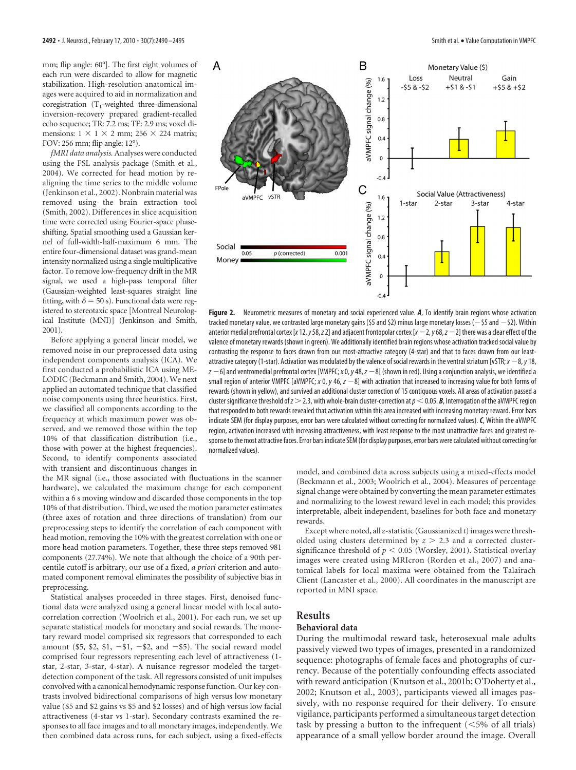mm; flip angle: 60°]. The first eight volumes of each run were discarded to allow for magnetic stabilization. High-resolution anatomical images were acquired to aid in normalization and coregistration ($T_1$-weighted three-dimensional inversion-recovery prepared gradient-recalled echo sequence; TR: 7.2 ms; TE: 2.9 ms; voxel dimensions: $1 \times 1 \times 2$ mm; $256 \times 224$ matrix; FOV: 256 mm; flip angle: 12°).

*fMRI data analysis.* Analyses were conducted using the FSL analysis package (Smith et al., 2004). We corrected for head motion by realigning the time series to the middle volume (Jenkinson et al., 2002). Nonbrain material was removed using the brain extraction tool (Smith, 2002). Differences in slice acquisition time were corrected using Fourier-space phase-shifting. Spatial smoothing used a Gaussian kernel of full-width-half-maximum 6 mm. The entire four-dimensional dataset was grand-mean intensity normalized using a single multiplicative factor. To remove low-frequency drift in the MR signal, we used a high-pass temporal filter (Gaussian-weighted least-squares straight line fitting, with $\delta = 50$ s). Functional data were registered to stereotaxic space [Montreal Neurological Institute (MNI)] (Jenkinson and Smith, 2001).

Before applying a general linear model, we removed noise in our preprocessed data using independent components analysis (ICA). We first conducted a probabilistic ICA using MELODIC (Beckmann and Smith, 2004). We next applied an automated technique that classified noise components using three heuristics. First, we classified all components according to the frequency at which maximum power was observed, and we removed those within the top 10% of that classification distribution (i.e., those with power at the highest frequencies). Second, to identify components associated with transient and discontinuous changes in the MR signal (i.e., those associated with fluctuations in the scanner hardware), we calculated the maximum change for each component within a 6 s moving window and discarded those components in the top 10% of that distribution. Third, we used the motion parameter estimates (three axes of rotation and three directions of translation) from our preprocessing steps to identify the correlation of each component with head motion, removing the 10% with the greatest correlation with one or more head motion parameters. Together, these three steps removed 981 components (27.74%). We note that although the choice of a 90th percentile cutoff is arbitrary, our use of a fixed, *a priori* criterion and automated component removal eliminates the possibility of subjective bias in preprocessing.

Statistical analyses proceeded in three stages. First, denoised functional data were analyzed using a general linear model with local autocorrelation correction (Woolrich et al., 2001). For each run, we set up separate statistical models for monetary and social rewards. The monetary reward model comprised six regressors that corresponded to each amount ($5, $2, $1, −$1, −$2, and −$5). The social reward model comprised four regressors representing each level of attractiveness (1-star, 2-star, 3-star, 4-star). A nuisance regressor modeled the target-detection component of the task. All regressors consisted of unit impulses convolved with a canonical hemodynamic response function. Our key contrasts involved bidirectional comparisons of high versus low monetary value ($5 and $2 gains vs $5 and $2 losses) and of high versus low facial attractiveness (4-star vs 1-star). Secondary contrasts examined the responses to all face images and to all monetary images, independently. We then combined data across runs, for each subject, using a fixed-effects model, and combined data across subjects using a mixed-effects model (Beckmann et al., 2003; Woolrich et al., 2004). Measures of percentage signal change were obtained by converting the mean parameter estimates and normalizing to the lowest reward level in each model; this provides interpretable, albeit independent, baselines for both face and monetary rewards.

Except where noted, all z-statistic (Gaussianized t) images were thresholded using clusters determined by $z > 2.3$ and a corrected cluster-significance threshold of $p < 0.05$ (Worsley, 2001). Statistical overlay images were created using MRIcron (Rorden et al., 2007) and anatomical labels for local maxima were obtained from the Talairach Client (Lancaster et al., 2000). All coordinates in the manuscript are reported in MNI space.

A
FPole
aVMPFC
vSTR
Social
Money
0.05
p (corrected)
0.001

B
Monetary Value ($)
Loss
-$5 & -$2
Neutral
+$1 & -$1
Gain
+$5 & +$2
aVMPFC signal change (%)
1.6
1.2
0.8
0.4
0
-0.4

C
Social Value (Attractiveness)
1-star
2-star
3-star
4-star
aVMPFC signal change (%)
1.6
1.2
0.8
0.4
0
-0.4

**Figure 2.** Neurometric measures of monetary and social experienced value. ***A***, To identify brain regions whose activation tracked monetary value, we contrasted large monetary gains ($5 and $2) minus large monetary losses (−$5 and −$2). Within anterior medial prefrontal cortex [*x* 12, *y* 58, *z* 2] and adjacent frontopolar cortex [*x* −2, *y* 68, *z* −2] there was a clear effect of the valence of monetary rewards (shown in green). We additionally identified brain regions whose activation tracked social value by contrasting the response to faces drawn from our most-attractive category (4-star) and that to faces drawn from our least-attractive category (1-star). Activation was modulated by the valence of social rewards in the ventral striatum [vSTR; *x* −8, *y* 18, *z* −6] and ventromedial prefrontal cortex [VMPFC; *x* 0, *y* 48, *z* −8] (shown in red). Using a conjunction analysis, we identified a small region of anterior VMPFC [aVMPFC; *x* 0, *y* 46, *z* −8] with activation that increased to increasing value for both forms of rewards (shown in yellow), and survived an additional cluster correction of 15 contiguous voxels. All areas of activation passed a cluster significance threshold of $z > 2.3$, with whole-brain cluster-correction at $p < 0.05$. ***B***, Interrogation of the aVMPFC region that responded to both rewards revealed that activation within this area increased with increasing monetary reward. Error bars indicate SEM (for display purposes, error bars were calculated without correcting for normalized values). ***C***, Within the aVMPFC region, activation increased with increasing attractiveness, with least response to the most unattractive faces and greatest response to the most attractive faces. Error bars indicate SEM (for display purposes, error bars were calculated without correcting for normalized values).

## Results

### Behavioral data

During the multimodal reward task, heterosexual male adults passively viewed two types of images, presented in a randomized sequence: photographs of female faces and photographs of currency. Because of the potentially confounding effects associated with reward anticipation (Knutson et al., 2001b; O'Doherty et al., 2002; Knutson et al., 2003), participants viewed all images passively, with no response required for their delivery. To ensure vigilance, participants performed a simultaneous target detection task by pressing a button to the infrequent (<5% of all trials) appearance of a small yellow border around the image. Overall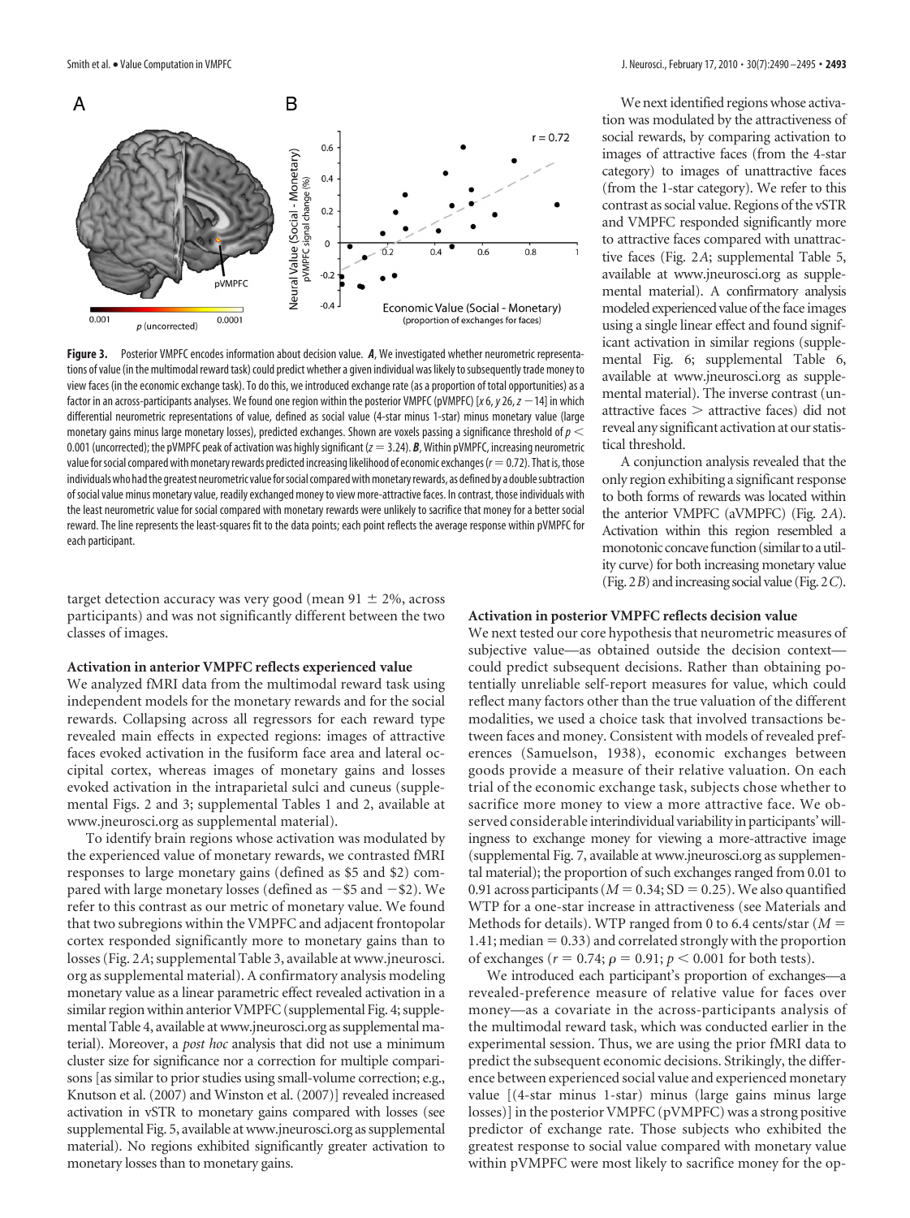A

B

r = 0.72

Neural Value (Social - Monetary)
pVMPFC signal change (%)

Economic Value (Social - Monetary)
(proportion of exchanges for faces)

pVMPFC

0.001 p (uncorrected) 0.0001

**Figure 3.** Posterior VMPFC encodes information about decision value. ***A***, We investigated whether neurometric representations of value (in the multimodal reward task) could predict whether a given individual was likely to subsequently trade money to view faces (in the economic exchange task). To do this, we introduced exchange rate (as a proportion of total opportunities) as a factor in an across-participants analyses. We found one region within the posterior VMPFC (pVMPFC) [$x$ 6, $y$ 26, $z$ −14] in which differential neurometric representations of value, defined as social value (4-star minus 1-star) minus monetary value (large monetary gains minus large monetary losses), predicted exchanges. Shown are voxels passing a significance threshold of $p <$ 0.001 (uncorrected); the pVMPFC peak of activation was highly significant ($z = 3.24$). ***B***, Within pVMPFC, increasing neurometric value for social compared with monetary rewards predicted increasing likelihood of economic exchanges ($r = 0.72$). That is, those individuals who had the greatest neurometric value for social compared with monetary rewards, as defined by a double subtraction of social value minus monetary value, readily exchanged money to view more-attractive faces. In contrast, those individuals with the least neurometric value for social compared with monetary rewards were unlikely to sacrifice that money for a better social reward. The line represents the least-squares fit to the data points; each point reflects the average response within pVMPFC for each participant.

target detection accuracy was very good (mean 91 ± 2%, across participants) and was not significantly different between the two classes of images.

### Activation in anterior VMPFC reflects experienced value

We analyzed fMRI data from the multimodal reward task using independent models for the monetary rewards and for the social rewards. Collapsing across all regressors for each reward type revealed main effects in expected regions: images of attractive faces evoked activation in the fusiform face area and lateral occipital cortex, whereas images of monetary gains and losses evoked activation in the intraparietal sulci and cuneus (supplemental Figs. 2 and 3; supplemental Tables 1 and 2, available at www.jneurosci.org as supplemental material).

To identify brain regions whose activation was modulated by the experienced value of monetary rewards, we contrasted fMRI responses to large monetary gains (defined as \$5 and \$2) compared with large monetary losses (defined as −\$5 and −\$2). We refer to this contrast as our metric of monetary value. We found that two subregions within the VMPFC and adjacent frontopolar cortex responded significantly more to monetary gains than to losses (Fig. 2*A*; supplemental Table 3, available at www.jneurosci.org as supplemental material). A confirmatory analysis modeling monetary value as a linear parametric effect revealed activation in a similar region within anterior VMPFC (supplemental Fig. 4; supplemental Table 4, available at www.jneurosci.org as supplemental material). Moreover, a *post hoc* analysis that did not use a minimum cluster size for significance nor a correction for multiple comparisons [as similar to prior studies using small-volume correction; e.g., Knutson et al. (2007) and Winston et al. (2007)] revealed increased activation in vSTR to monetary gains compared with losses (see supplemental Fig. 5, available at www.jneurosci.org as supplemental material). No regions exhibited significantly greater activation to monetary losses than to monetary gains.

We next identified regions whose activation was modulated by the attractiveness of social rewards, by comparing activation to images of attractive faces (from the 4-star category) to images of unattractive faces (from the 1-star category). We refer to this contrast as social value. Regions of the vSTR and VMPFC responded significantly more to attractive faces compared with unattractive faces (Fig. 2*A*; supplemental Table 5, available at www.jneurosci.org as supplemental material). A confirmatory analysis modeled experienced value of the face images using a single linear effect and found significant activation in similar regions (supplemental Fig. 6; supplemental Table 6, available at www.jneurosci.org as supplemental material). The inverse contrast (unattractive faces > attractive faces) did not reveal any significant activation at our statistical threshold.

A conjunction analysis revealed that the only region exhibiting a significant response to both forms of rewards was located within the anterior VMPFC (aVMPFC) (Fig. 2*A*). Activation within this region resembled a monotonic concave function (similar to a utility curve) for both increasing monetary value (Fig. 2*B*) and increasing social value (Fig. 2*C*).

### Activation in posterior VMPFC reflects decision value

We next tested our core hypothesis that neurometric measures of subjective value—as obtained outside the decision context—could predict subsequent decisions. Rather than obtaining potentially unreliable self-report measures for value, which could reflect many factors other than the true valuation of the different modalities, we used a choice task that involved transactions between faces and money. Consistent with models of revealed preferences (Samuelson, 1938), economic exchanges between goods provide a measure of their relative valuation. On each trial of the economic exchange task, subjects chose whether to sacrifice more money to view a more attractive face. We observed considerable interindividual variability in participants' willingness to exchange money for viewing a more-attractive image (supplemental Fig. 7, available at www.jneurosci.org as supplemental material); the proportion of such exchanges ranged from 0.01 to 0.91 across participants ($M = 0.34$; $SD = 0.25$). We also quantified WTP for a one-star increase in attractiveness (see Materials and Methods for details). WTP ranged from 0 to 6.4 cents/star ($M =$ 1.41; median = 0.33) and correlated strongly with the proportion of exchanges ($r = 0.74$; $\rho = 0.91$; $p < 0.001$ for both tests).

We introduced each participant's proportion of exchanges—a revealed-preference measure of relative value for faces over money—as a covariate in the across-participants analysis of the multimodal reward task, which was conducted earlier in the experimental session. Thus, we are using the prior fMRI data to predict the subsequent economic decisions. Strikingly, the difference between experienced social value and experienced monetary value [(4-star minus 1-star) minus (large gains minus large losses)] in the posterior VMPFC (pVMPFC) was a strong positive predictor of exchange rate. Those subjects who exhibited the greatest response to social value compared with monetary value within pVMPFC were most likely to sacrifice money for the op-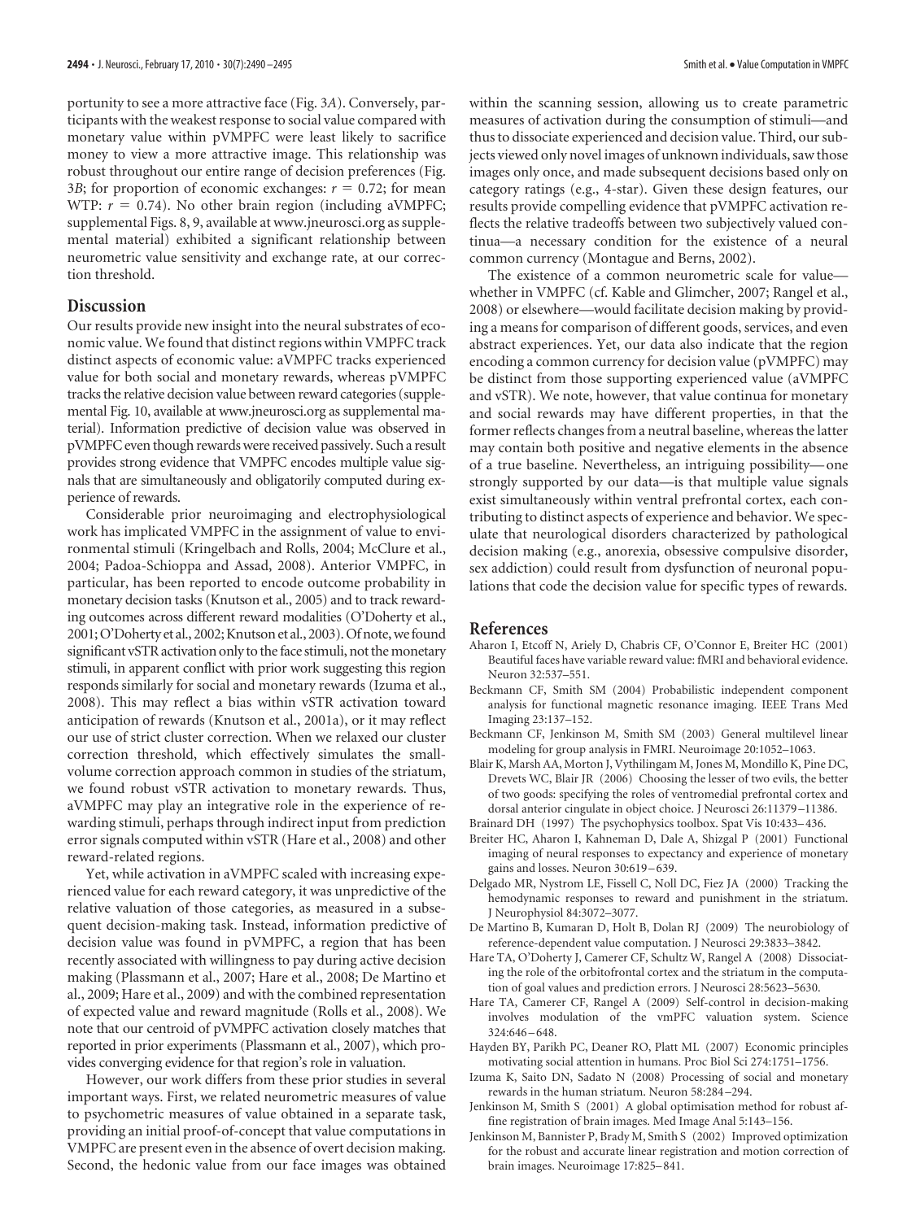portunity to see a more attractive face (Fig. 3*A*). Conversely, participants with the weakest response to social value compared with monetary value within pVMPFC were least likely to sacrifice money to view a more attractive image. This relationship was robust throughout our entire range of decision preferences (Fig. 3*B*; for proportion of economic exchanges: $r = 0.72$; for mean WTP: $r = 0.74$). No other brain region (including aVMPFC; supplemental Figs. 8, 9, available at www.jneurosci.org as supplemental material) exhibited a significant relationship between neurometric value sensitivity and exchange rate, at our correction threshold.

## Discussion

Our results provide new insight into the neural substrates of economic value. We found that distinct regions within VMPFC track distinct aspects of economic value: aVMPFC tracks experienced value for both social and monetary rewards, whereas pVMPFC tracks the relative decision value between reward categories (supplemental Fig. 10, available at www.jneurosci.org as supplemental material). Information predictive of decision value was observed in pVMPFC even though rewards were received passively. Such a result provides strong evidence that VMPFC encodes multiple value signals that are simultaneously and obligatorily computed during experience of rewards.

Considerable prior neuroimaging and electrophysiological work has implicated VMPFC in the assignment of value to environmental stimuli (Kringelbach and Rolls, 2004; McClure et al., 2004; Padoa-Schioppa and Assad, 2008). Anterior VMPFC, in particular, has been reported to encode outcome probability in monetary decision tasks (Knutson et al., 2005) and to track rewarding outcomes across different reward modalities (O'Doherty et al., 2001; O'Doherty et al., 2002; Knutson et al., 2003). Of note, we found significant vSTR activation only to the face stimuli, not the monetary stimuli, in apparent conflict with prior work suggesting this region responds similarly for social and monetary rewards (Izuma et al., 2008). This may reflect a bias within vSTR activation toward anticipation of rewards (Knutson et al., 2001a), or it may reflect our use of strict cluster correction. When we relaxed our cluster correction threshold, which effectively simulates the small-volume correction approach common in studies of the striatum, we found robust vSTR activation to monetary rewards. Thus, aVMPFC may play an integrative role in the experience of rewarding stimuli, perhaps through indirect input from prediction error signals computed within vSTR (Hare et al., 2008) and other reward-related regions.

Yet, while activation in aVMPFC scaled with increasing experienced value for each reward category, it was unpredictive of the relative valuation of those categories, as measured in a subsequent decision-making task. Instead, information predictive of decision value was found in pVMPFC, a region that has been recently associated with willingness to pay during active decision making (Plassmann et al., 2007; Hare et al., 2008; De Martino et al., 2009; Hare et al., 2009) and with the combined representation of expected value and reward magnitude (Rolls et al., 2008). We note that our centroid of pVMPFC activation closely matches that reported in prior experiments (Plassmann et al., 2007), which provides converging evidence for that region's role in valuation.

However, our work differs from these prior studies in several important ways. First, we related neurometric measures of value to psychometric measures of value obtained in a separate task, providing an initial proof-of-concept that value computations in VMPFC are present even in the absence of overt decision making. Second, the hedonic value from our face images was obtained within the scanning session, allowing us to create parametric measures of activation during the consumption of stimuli—and thus to dissociate experienced and decision value. Third, our subjects viewed only novel images of unknown individuals, saw those images only once, and made subsequent decisions based only on category ratings (e.g., 4-star). Given these design features, our results provide compelling evidence that pVMPFC activation reflects the relative tradeoffs between two subjectively valued continua—a necessary condition for the existence of a neural common currency (Montague and Berns, 2002).

The existence of a common neurometric scale for value—whether in VMPFC (cf. Kable and Glimcher, 2007; Rangel et al., 2008) or elsewhere—would facilitate decision making by providing a means for comparison of different goods, services, and even abstract experiences. Yet, our data also indicate that the region encoding a common currency for decision value (pVMPFC) may be distinct from those supporting experienced value (aVMPFC and vSTR). We note, however, that value continua for monetary and social rewards may have different properties, in that the former reflects changes from a neutral baseline, whereas the latter may contain both positive and negative elements in the absence of a true baseline. Nevertheless, an intriguing possibility—one strongly supported by our data—is that multiple value signals exist simultaneously within ventral prefrontal cortex, each contributing to distinct aspects of experience and behavior. We speculate that neurological disorders characterized by pathological decision making (e.g., anorexia, obsessive compulsive disorder, sex addiction) could result from dysfunction of neuronal populations that code the decision value for specific types of rewards.

## References

Aharon I, Etcoff N, Ariely D, Chabris CF, O'Connor E, Breiter HC (2001) Beautiful faces have variable reward value: fMRI and behavioral evidence. Neuron 32:537–551.

Beckmann CF, Smith SM (2004) Probabilistic independent component analysis for functional magnetic resonance imaging. IEEE Trans Med Imaging 23:137–152.

Beckmann CF, Jenkinson M, Smith SM (2003) General multilevel linear modeling for group analysis in FMRI. Neuroimage 20:1052–1063.

Blair K, Marsh AA, Morton J, Vythilingam M, Jones M, Mondillo K, Pine DC, Drevets WC, Blair JR (2006) Choosing the lesser of two evils, the better of two goods: specifying the roles of ventromedial prefrontal cortex and dorsal anterior cingulate in object choice. J Neurosci 26:11379–11386.

Brainard DH (1997) The psychophysics toolbox. Spat Vis 10:433–436.

Breiter HC, Aharon I, Kahneman D, Dale A, Shizgal P (2001) Functional imaging of neural responses to expectancy and experience of monetary gains and losses. Neuron 30:619–639.

Delgado MR, Nystrom LE, Fissell C, Noll DC, Fiez JA (2000) Tracking the hemodynamic responses to reward and punishment in the striatum. J Neurophysiol 84:3072–3077.

De Martino B, Kumaran D, Holt B, Dolan RJ (2009) The neurobiology of reference-dependent value computation. J Neurosci 29:3833–3842.

Hare TA, O'Doherty J, Camerer CF, Schultz W, Rangel A (2008) Dissociating the role of the orbitofrontal cortex and the striatum in the computation of goal values and prediction errors. J Neurosci 28:5623–5630.

Hare TA, Camerer CF, Rangel A (2009) Self-control in decision-making involves modulation of the vmPFC valuation system. Science 324:646–648.

Hayden BY, Parikh PC, Deaner RO, Platt ML (2007) Economic principles motivating social attention in humans. Proc Biol Sci 274:1751–1756.

Izuma K, Saito DN, Sadato N (2008) Processing of social and monetary rewards in the human striatum. Neuron 58:284–294.

Jenkinson M, Smith S (2001) A global optimisation method for robust affine registration of brain images. Med Image Anal 5:143–156.

Jenkinson M, Bannister P, Brady M, Smith S (2002) Improved optimization for the robust and accurate linear registration and motion correction of brain images. Neuroimage 17:825–841.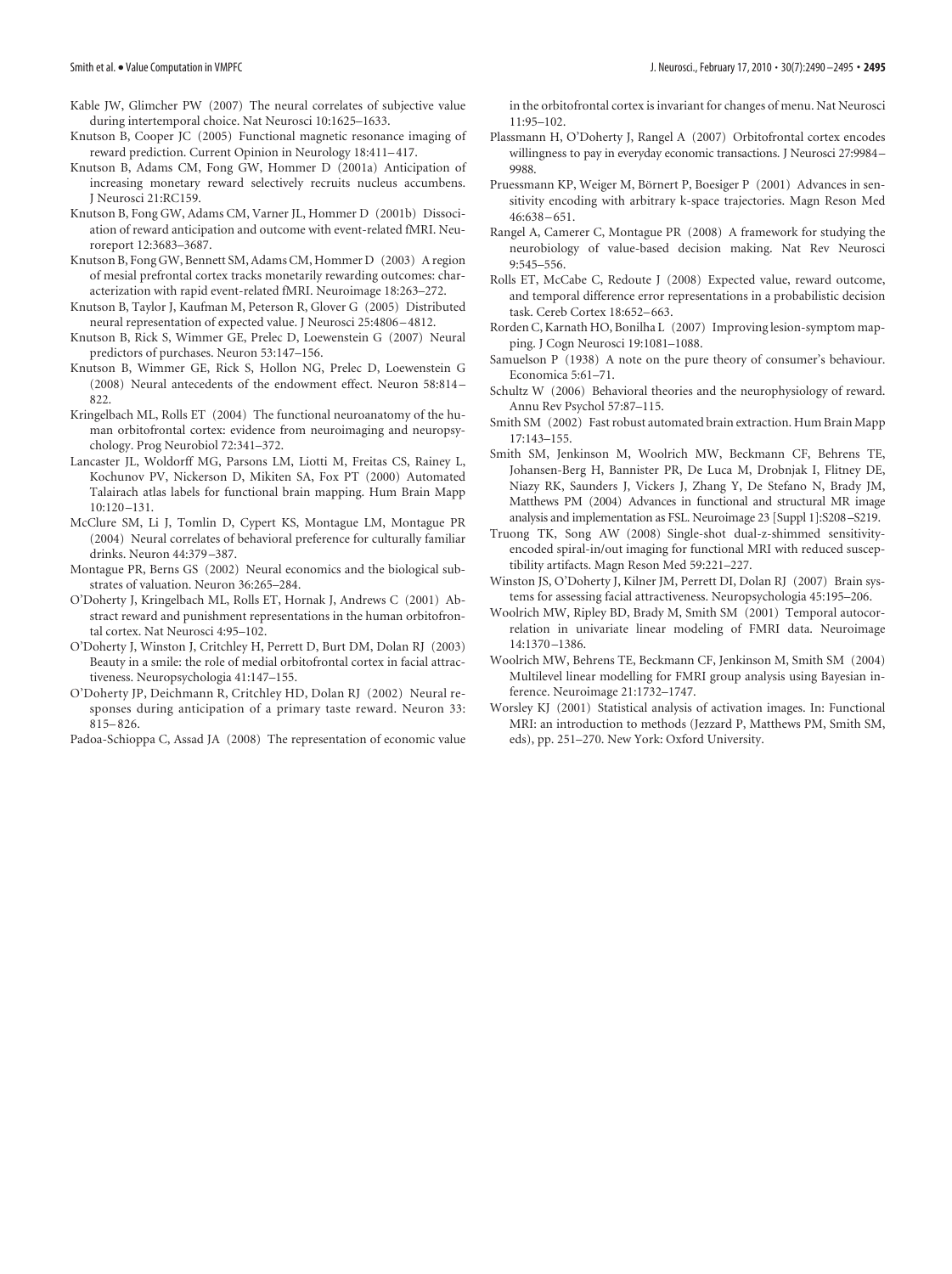Kable JW, Glimcher PW (2007) The neural correlates of subjective value during intertemporal choice. Nat Neurosci 10:1625–1633.

Knutson B, Cooper JC (2005) Functional magnetic resonance imaging of reward prediction. Current Opinion in Neurology 18:411–417.

Knutson B, Adams CM, Fong GW, Hommer D (2001a) Anticipation of increasing monetary reward selectively recruits nucleus accumbens. J Neurosci 21:RC159.

Knutson B, Fong GW, Adams CM, Varner JL, Hommer D (2001b) Dissociation of reward anticipation and outcome with event-related fMRI. Neuroreport 12:3683–3687.

Knutson B, Fong GW, Bennett SM, Adams CM, Hommer D (2003) A region of mesial prefrontal cortex tracks monetarily rewarding outcomes: characterization with rapid event-related fMRI. Neuroimage 18:263–272.

Knutson B, Taylor J, Kaufman M, Peterson R, Glover G (2005) Distributed neural representation of expected value. J Neurosci 25:4806–4812.

Knutson B, Rick S, Wimmer GE, Prelec D, Loewenstein G (2007) Neural predictors of purchases. Neuron 53:147–156.

Knutson B, Wimmer GE, Rick S, Hollon NG, Prelec D, Loewenstein G (2008) Neural antecedents of the endowment effect. Neuron 58:814–822.

Kringelbach ML, Rolls ET (2004) The functional neuroanatomy of the human orbitofrontal cortex: evidence from neuroimaging and neuropsychology. Prog Neurobiol 72:341–372.

Lancaster JL, Woldorff MG, Parsons LM, Liotti M, Freitas CS, Rainey L, Kochunov PV, Nickerson D, Mikiten SA, Fox PT (2000) Automated Talairach atlas labels for functional brain mapping. Hum Brain Mapp 10:120–131.

McClure SM, Li J, Tomlin D, Cypert KS, Montague LM, Montague PR (2004) Neural correlates of behavioral preference for culturally familiar drinks. Neuron 44:379–387.

Montague PR, Berns GS (2002) Neural economics and the biological substrates of valuation. Neuron 36:265–284.

O'Doherty J, Kringelbach ML, Rolls ET, Hornak J, Andrews C (2001) Abstract reward and punishment representations in the human orbitofrontal cortex. Nat Neurosci 4:95–102.

O'Doherty J, Winston J, Critchley H, Perrett D, Burt DM, Dolan RJ (2003) Beauty in a smile: the role of medial orbitofrontal cortex in facial attractiveness. Neuropsychologia 41:147–155.

O'Doherty JP, Deichmann R, Critchley HD, Dolan RJ (2002) Neural responses during anticipation of a primary taste reward. Neuron 33: 815–826.

Padoa-Schioppa C, Assad JA (2008) The representation of economic value in the orbitofrontal cortex is invariant for changes of menu. Nat Neurosci 11:95–102.

Plassmann H, O'Doherty J, Rangel A (2007) Orbitofrontal cortex encodes willingness to pay in everyday economic transactions. J Neurosci 27:9984–9988.

Pruessmann KP, Weiger M, Börnert P, Boesiger P (2001) Advances in sensitivity encoding with arbitrary k-space trajectories. Magn Reson Med 46:638–651.

Rangel A, Camerer C, Montague PR (2008) A framework for studying the neurobiology of value-based decision making. Nat Rev Neurosci 9:545–556.

Rolls ET, McCabe C, Redoute J (2008) Expected value, reward outcome, and temporal difference error representations in a probabilistic decision task. Cereb Cortex 18:652–663.

Rorden C, Karnath HO, Bonilha L (2007) Improving lesion-symptom mapping. J Cogn Neurosci 19:1081–1088.

Samuelson P (1938) A note on the pure theory of consumer's behaviour. Economica 5:61–71.

Schultz W (2006) Behavioral theories and the neurophysiology of reward. Annu Rev Psychol 57:87–115.

Smith SM (2002) Fast robust automated brain extraction. Hum Brain Mapp 17:143–155.

Smith SM, Jenkinson M, Woolrich MW, Beckmann CF, Behrens TE, Johansen-Berg H, Bannister PR, De Luca M, Drobnjak I, Flitney DE, Niazy RK, Saunders J, Vickers J, Zhang Y, De Stefano N, Brady JM, Matthews PM (2004) Advances in functional and structural MR image analysis and implementation as FSL. Neuroimage 23 [Suppl 1]:S208–S219.

Truong TK, Song AW (2008) Single-shot dual-z-shimmed sensitivity-encoded spiral-in/out imaging for functional MRI with reduced susceptibility artifacts. Magn Reson Med 59:221–227.

Winston JS, O'Doherty J, Kilner JM, Perrett DI, Dolan RJ (2007) Brain systems for assessing facial attractiveness. Neuropsychologia 45:195–206.

Woolrich MW, Ripley BD, Brady M, Smith SM (2001) Temporal autocorrelation in univariate linear modeling of FMRI data. Neuroimage 14:1370–1386.

Woolrich MW, Behrens TE, Beckmann CF, Jenkinson M, Smith SM (2004) Multilevel linear modelling for FMRI group analysis using Bayesian inference. Neuroimage 21:1732–1747.

Worsley KJ (2001) Statistical analysis of activation images. In: Functional MRI: an introduction to methods (Jezzard P, Matthews PM, Smith SM, eds), pp. 251–270. New York: Oxford University.